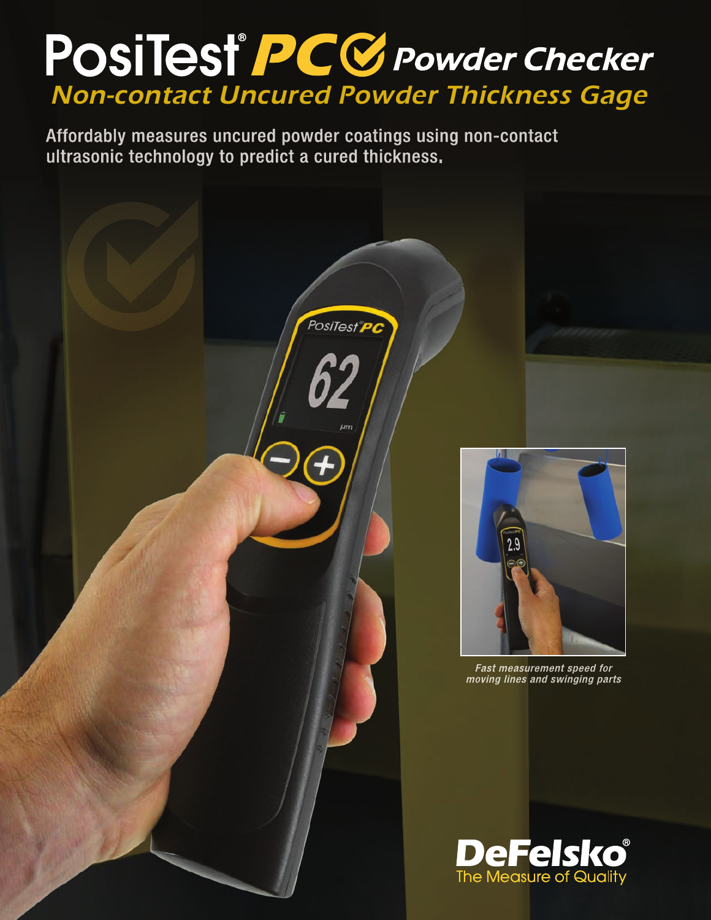# PosiTest® PC Powder Checker

## Non-contact Uncured Powder Thickness Gage

Affordably measures uncured powder coatings using non-contact ultrasonic technology to predict a cured thickness.

*Fast measurement speed for moving lines and swinging parts*

**DeFelsko®**
The Measure of Quality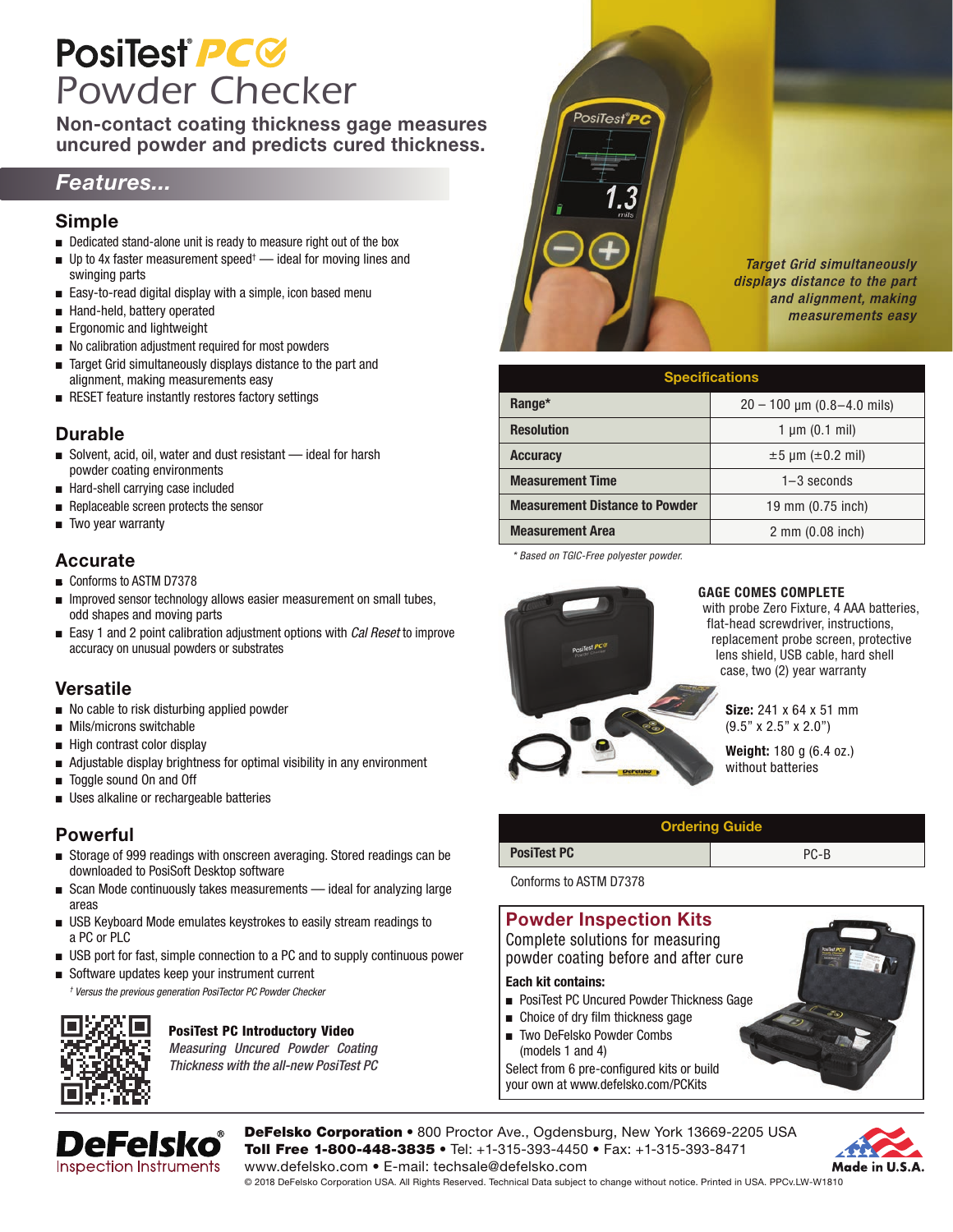# PosiTest® PC Powder Checker

**Non-contact coating thickness gage measures uncured powder and predicts cured thickness.**

## Features...

### Simple

- Dedicated stand-alone unit is ready to measure right out of the box
- Up to 4x faster measurement speed† — ideal for moving lines and swinging parts
- Easy-to-read digital display with a simple, icon based menu
- Hand-held, battery operated
- Ergonomic and lightweight
- No calibration adjustment required for most powders
- Target Grid simultaneously displays distance to the part and alignment, making measurements easy
- RESET feature instantly restores factory settings

### Durable

- Solvent, acid, oil, water and dust resistant — ideal for harsh powder coating environments
- Hard-shell carrying case included
- Replaceable screen protects the sensor
- Two year warranty

### Accurate

- Conforms to ASTM D7378
- Improved sensor technology allows easier measurement on small tubes, odd shapes and moving parts
- Easy 1 and 2 point calibration adjustment options with *Cal Reset* to improve accuracy on unusual powders or substrates

### Versatile

- No cable to risk disturbing applied powder
- Mils/microns switchable
- High contrast color display
- Adjustable display brightness for optimal visibility in any environment
- Toggle sound On and Off
- Uses alkaline or rechargeable batteries

### Powerful

- Storage of 999 readings with onscreen averaging. Stored readings can be downloaded to PosiSoft Desktop software
- Scan Mode continuously takes measurements — ideal for analyzing large areas
- USB Keyboard Mode emulates keystrokes to easily stream readings to a PC or PLC
- USB port for fast, simple connection to a PC and to supply continuous power
- Software updates keep your instrument current

*† Versus the previous generation PosiTector PC Powder Checker*

**PosiTest PC Introductory Video**
*Measuring Uncured Powder Coating Thickness with the all-new PosiTest PC*

*Target Grid simultaneously displays distance to the part and alignment, making measurements easy*

| Specifications | |
|---|---|
| **Range*** | 20 – 100 µm (0.8–4.0 mils) |
| **Resolution** | 1 µm (0.1 mil) |
| **Accuracy** | ±5 µm (±0.2 mil) |
| **Measurement Time** | 1–3 seconds |
| **Measurement Distance to Powder** | 19 mm (0.75 inch) |
| **Measurement Area** | 2 mm (0.08 inch) |

*\* Based on TGIC-Free polyester powder.*

**GAGE COMES COMPLETE** with probe Zero Fixture, 4 AAA batteries, flat-head screwdriver, instructions, replacement probe screen, protective lens shield, USB cable, hard shell case, two (2) year warranty

**Size:** 241 x 64 x 51 mm (9.5" x 2.5" x 2.0")

**Weight:** 180 g (6.4 oz.) without batteries

| Ordering Guide | |
|---|---|
| **PosiTest PC** | PC-B |

Conforms to ASTM D7378

## Powder Inspection Kits

Complete solutions for measuring powder coating before and after cure

**Each kit contains:**

- PosiTest PC Uncured Powder Thickness Gage
- Choice of dry film thickness gage
- Two DeFelsko Powder Combs (models 1 and 4)

Select from 6 pre-configured kits or build your own at www.defelsko.com/PCKits

DeFelsko® Inspection Instruments

**DeFelsko Corporation** • 800 Proctor Ave., Ogdensburg, New York 13669-2205 USA
**Toll Free 1-800-448-3835** • Tel: +1-315-393-4450 • Fax: +1-315-393-8471
www.defelsko.com • E-mail: techsale@defelsko.com

Made in U.S.A.

© 2018 DeFelsko Corporation USA. All Rights Reserved. Technical Data subject to change without notice. Printed in USA. PPCv.LW-W1810